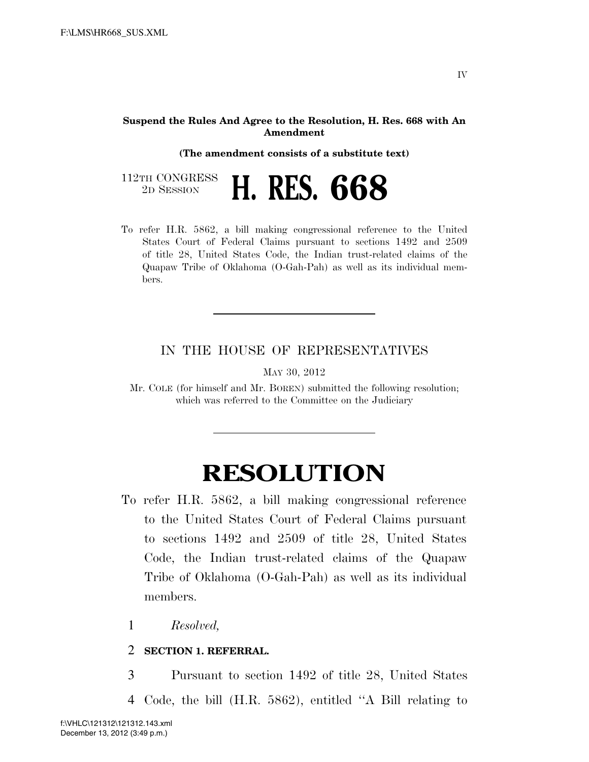**Suspend the Rules And Agree to the Resolution, H. Res. 668 with An Amendment**

**(The amendment consists of a substitute text)**

112TH CONGRESS
2D SESSION

# H. RES. 668

To refer H.R. 5862, a bill making congressional reference to the United States Court of Federal Claims pursuant to sections 1492 and 2509 of title 28, United States Code, the Indian trust-related claims of the Quapaw Tribe of Oklahoma (O-Gah-Pah) as well as its individual members.

---

IN THE HOUSE OF REPRESENTATIVES

MAY 30, 2012

Mr. COLE (for himself and Mr. BOREN) submitted the following resolution; which was referred to the Committee on the Judiciary

---

# RESOLUTION

To refer H.R. 5862, a bill making congressional reference to the United States Court of Federal Claims pursuant to sections 1492 and 2509 of title 28, United States Code, the Indian trust-related claims of the Quapaw Tribe of Oklahoma (O-Gah-Pah) as well as its individual members.

1 *Resolved,*

2 **SECTION 1. REFERRAL.**

3 Pursuant to section 1492 of title 28, United States

4 Code, the bill (H.R. 5862), entitled "A Bill relating to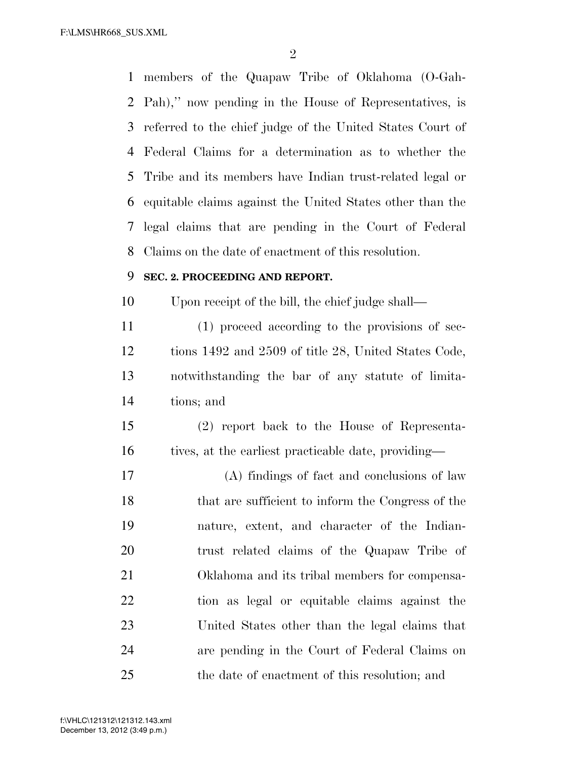members of the Quapaw Tribe of Oklahoma (O-Gah-Pah)," now pending in the House of Representatives, is referred to the chief judge of the United States Court of Federal Claims for a determination as to whether the Tribe and its members have Indian trust-related legal or equitable claims against the United States other than the legal claims that are pending in the Court of Federal Claims on the date of enactment of this resolution.

**SEC. 2. PROCEEDING AND REPORT.**

Upon receipt of the bill, the chief judge shall—

(1) proceed according to the provisions of sections 1492 and 2509 of title 28, United States Code, notwithstanding the bar of any statute of limitations; and

(2) report back to the House of Representatives, at the earliest practicable date, providing—

(A) findings of fact and conclusions of law that are sufficient to inform the Congress of the nature, extent, and character of the Indian-trust related claims of the Quapaw Tribe of Oklahoma and its tribal members for compensation as legal or equitable claims against the United States other than the legal claims that are pending in the Court of Federal Claims on the date of enactment of this resolution; and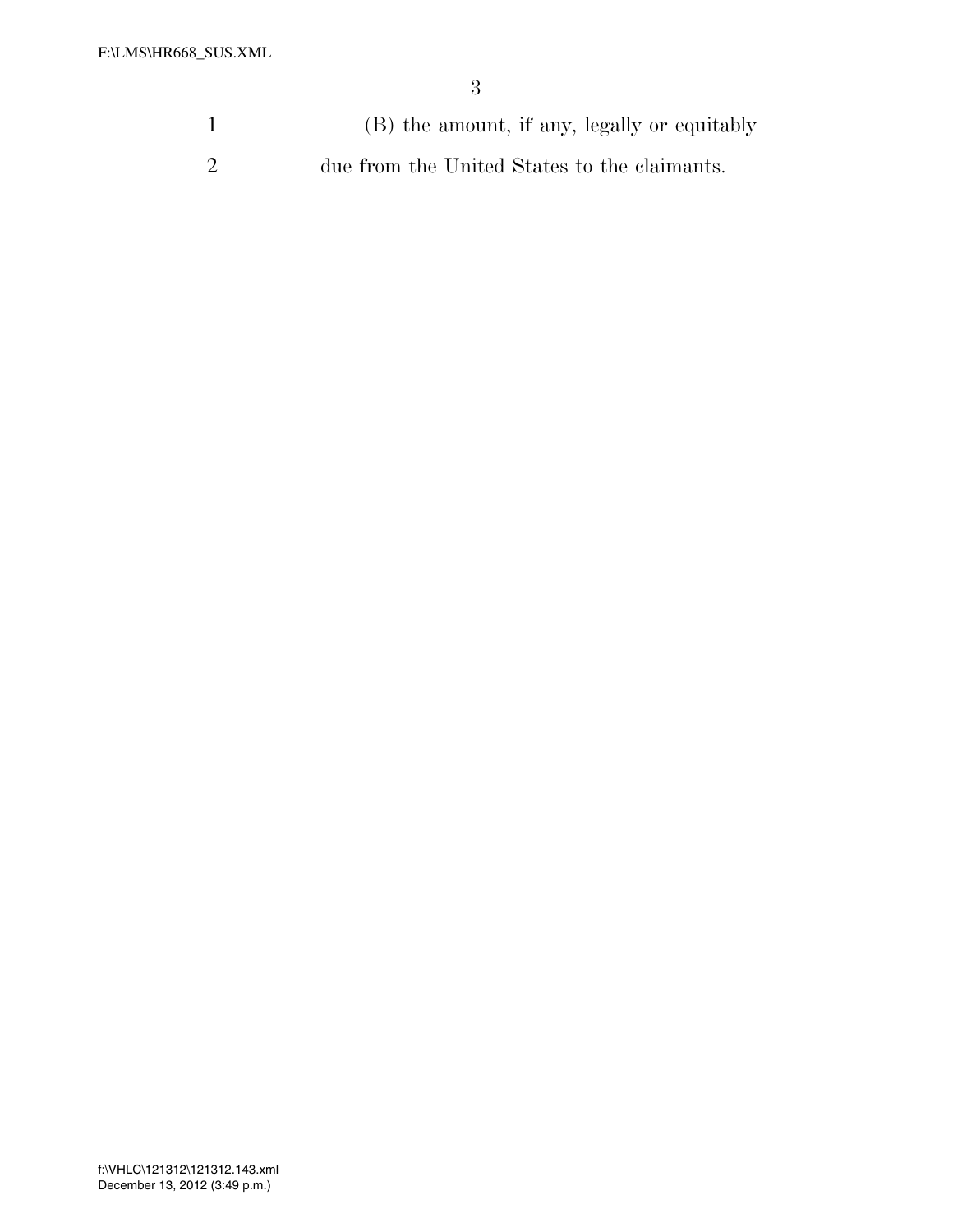(B) the amount, if any, legally or equitably due from the United States to the claimants.